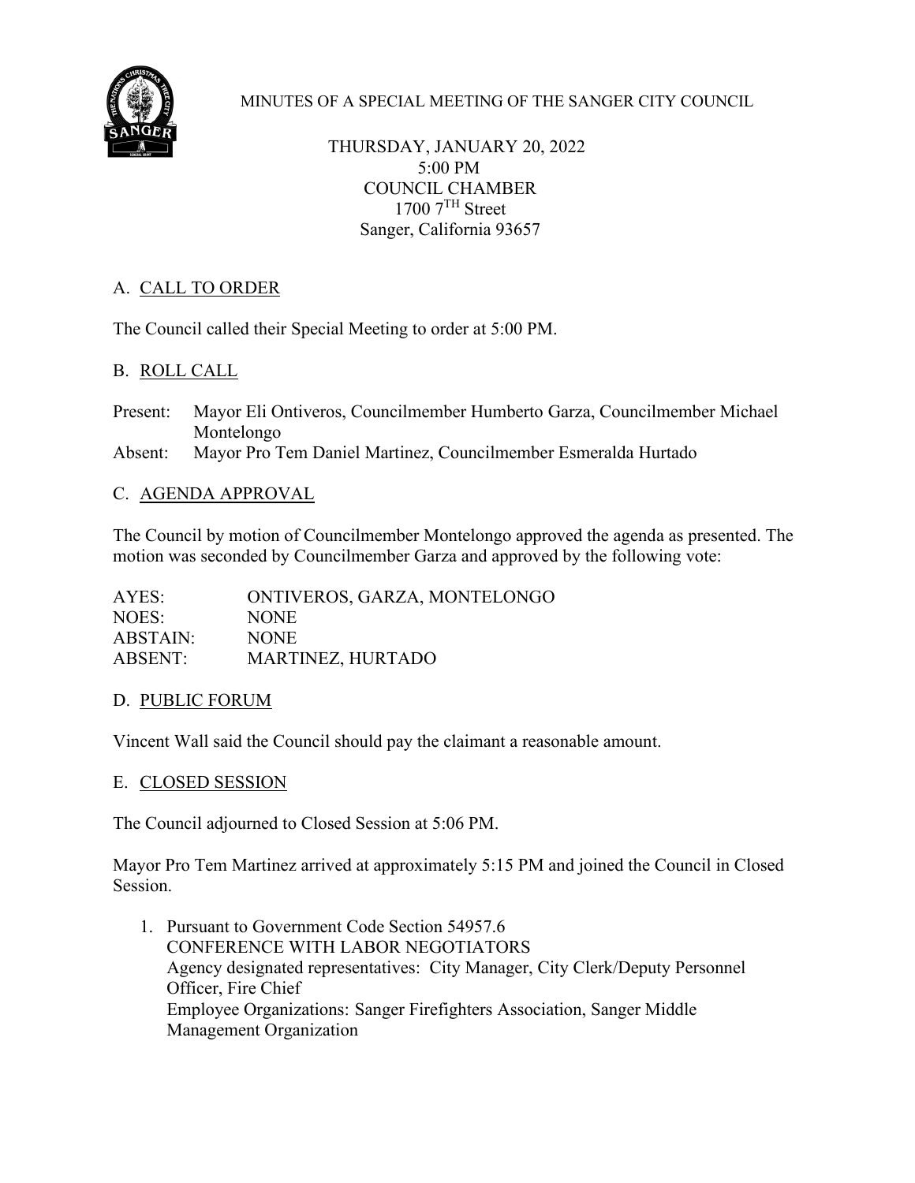MINUTES OF A SPECIAL MEETING OF THE SANGER CITY COUNCIL

THURSDAY, JANUARY 20, 2022
5:00 PM
COUNCIL CHAMBER
1700 7TH Street
Sanger, California 93657

## A. CALL TO ORDER

The Council called their Special Meeting to order at 5:00 PM.

## B. ROLL CALL

Present: Mayor Eli Ontiveros, Councilmember Humberto Garza, Councilmember Michael Montelongo

Absent: Mayor Pro Tem Daniel Martinez, Councilmember Esmeralda Hurtado

## C. AGENDA APPROVAL

The Council by motion of Councilmember Montelongo approved the agenda as presented. The motion was seconded by Councilmember Garza and approved by the following vote:

AYES: ONTIVEROS, GARZA, MONTELONGO
NOES: NONE
ABSTAIN: NONE
ABSENT: MARTINEZ, HURTADO

## D. PUBLIC FORUM

Vincent Wall said the Council should pay the claimant a reasonable amount.

## E. CLOSED SESSION

The Council adjourned to Closed Session at 5:06 PM.

Mayor Pro Tem Martinez arrived at approximately 5:15 PM and joined the Council in Closed Session.

1. Pursuant to Government Code Section 54957.6
   CONFERENCE WITH LABOR NEGOTIATORS
   Agency designated representatives: City Manager, City Clerk/Deputy Personnel Officer, Fire Chief
   Employee Organizations: Sanger Firefighters Association, Sanger Middle Management Organization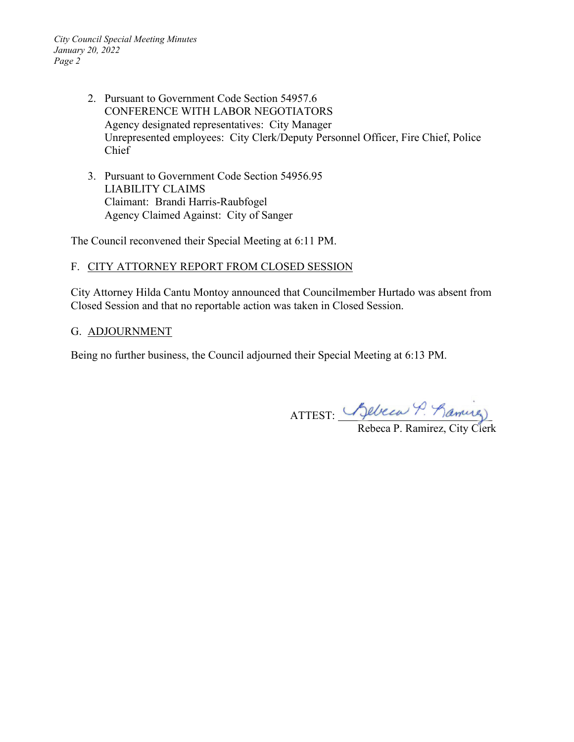2. Pursuant to Government Code Section 54957.6
   CONFERENCE WITH LABOR NEGOTIATORS
   Agency designated representatives: City Manager
   Unrepresented employees: City Clerk/Deputy Personnel Officer, Fire Chief, Police Chief

3. Pursuant to Government Code Section 54956.95
   LIABILITY CLAIMS
   Claimant: Brandi Harris-Raubfogel
   Agency Claimed Against: City of Sanger

The Council reconvened their Special Meeting at 6:11 PM.

## F. CITY ATTORNEY REPORT FROM CLOSED SESSION

City Attorney Hilda Cantu Montoy announced that Councilmember Hurtado was absent from Closed Session and that no reportable action was taken in Closed Session.

## G. ADJOURNMENT

Being no further business, the Council adjourned their Special Meeting at 6:13 PM.

ATTEST: Rebeca P. Ramirez

Rebeca P. Ramirez, City Clerk